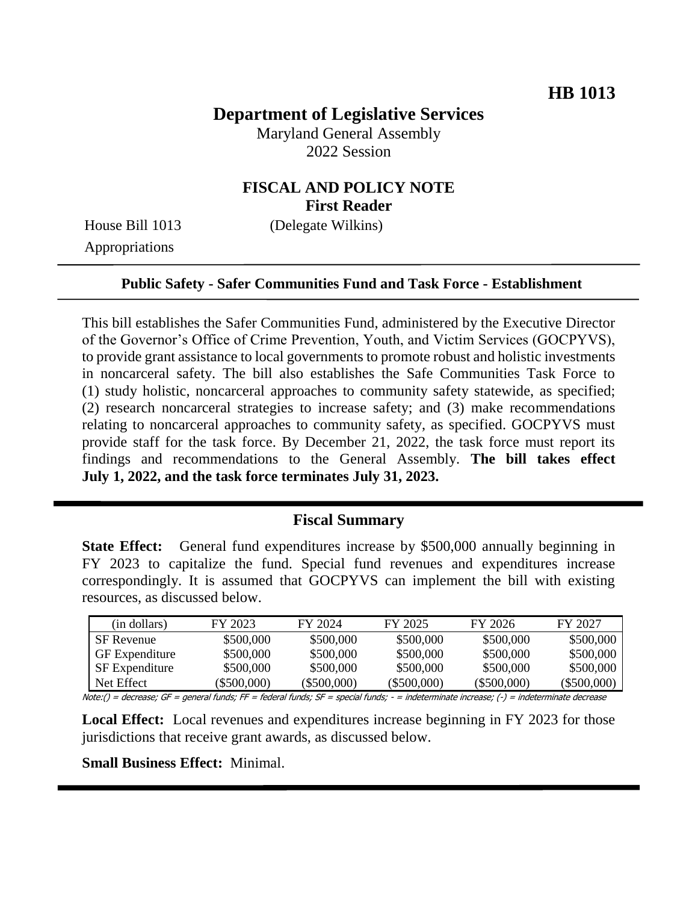**HB 1013**

# Department of Legislative Services

Maryland General Assembly
2022 Session

## FISCAL AND POLICY NOTE
**First Reader**

House Bill 1013 (Delegate Wilkins)
Appropriations

---

**Public Safety - Safer Communities Fund and Task Force - Establishment**

---

This bill establishes the Safer Communities Fund, administered by the Executive Director of the Governor's Office of Crime Prevention, Youth, and Victim Services (GOCPYVS), to provide grant assistance to local governments to promote robust and holistic investments in noncarceral safety. The bill also establishes the Safe Communities Task Force to (1) study holistic, noncarceral approaches to community safety statewide, as specified; (2) research noncarceral strategies to increase safety; and (3) make recommendations relating to noncarceral approaches to community safety, as specified. GOCPYVS must provide staff for the task force. By December 21, 2022, the task force must report its findings and recommendations to the General Assembly. **The bill takes effect July 1, 2022, and the task force terminates July 31, 2023.**

---

## Fiscal Summary

**State Effect:** General fund expenditures increase by $500,000 annually beginning in FY 2023 to capitalize the fund. Special fund revenues and expenditures increase correspondingly. It is assumed that GOCPYVS can implement the bill with existing resources, as discussed below.

| (in dollars) | FY 2023 | FY 2024 | FY 2025 | FY 2026 | FY 2027 |
|---|---|---|---|---|---|
| SF Revenue | $500,000 | $500,000 | $500,000 | $500,000 | $500,000 |
| GF Expenditure | $500,000 | $500,000 | $500,000 | $500,000 | $500,000 |
| SF Expenditure | $500,000 | $500,000 | $500,000 | $500,000 | $500,000 |
| Net Effect | ($500,000) | ($500,000) | ($500,000) | ($500,000) | ($500,000) |

Note:() = decrease; GF = general funds; FF = federal funds; SF = special funds; - = indeterminate increase; (-) = indeterminate decrease

**Local Effect:** Local revenues and expenditures increase beginning in FY 2023 for those jurisdictions that receive grant awards, as discussed below.

**Small Business Effect:** Minimal.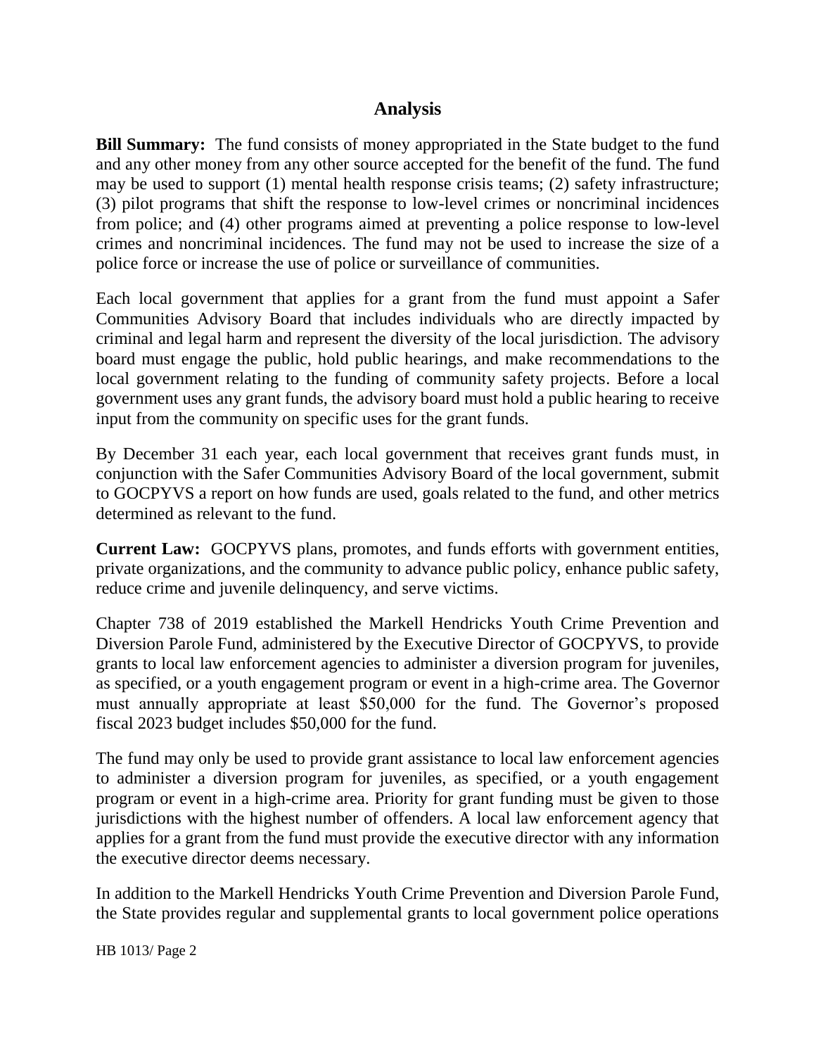## Analysis

**Bill Summary:** The fund consists of money appropriated in the State budget to the fund and any other money from any other source accepted for the benefit of the fund. The fund may be used to support (1) mental health response crisis teams; (2) safety infrastructure; (3) pilot programs that shift the response to low-level crimes or noncriminal incidences from police; and (4) other programs aimed at preventing a police response to low-level crimes and noncriminal incidences. The fund may not be used to increase the size of a police force or increase the use of police or surveillance of communities.

Each local government that applies for a grant from the fund must appoint a Safer Communities Advisory Board that includes individuals who are directly impacted by criminal and legal harm and represent the diversity of the local jurisdiction. The advisory board must engage the public, hold public hearings, and make recommendations to the local government relating to the funding of community safety projects. Before a local government uses any grant funds, the advisory board must hold a public hearing to receive input from the community on specific uses for the grant funds.

By December 31 each year, each local government that receives grant funds must, in conjunction with the Safer Communities Advisory Board of the local government, submit to GOCPYVS a report on how funds are used, goals related to the fund, and other metrics determined as relevant to the fund.

**Current Law:** GOCPYVS plans, promotes, and funds efforts with government entities, private organizations, and the community to advance public policy, enhance public safety, reduce crime and juvenile delinquency, and serve victims.

Chapter 738 of 2019 established the Markell Hendricks Youth Crime Prevention and Diversion Parole Fund, administered by the Executive Director of GOCPYVS, to provide grants to local law enforcement agencies to administer a diversion program for juveniles, as specified, or a youth engagement program or event in a high-crime area. The Governor must annually appropriate at least $50,000 for the fund. The Governor's proposed fiscal 2023 budget includes $50,000 for the fund.

The fund may only be used to provide grant assistance to local law enforcement agencies to administer a diversion program for juveniles, as specified, or a youth engagement program or event in a high-crime area. Priority for grant funding must be given to those jurisdictions with the highest number of offenders. A local law enforcement agency that applies for a grant from the fund must provide the executive director with any information the executive director deems necessary.

In addition to the Markell Hendricks Youth Crime Prevention and Diversion Parole Fund, the State provides regular and supplemental grants to local government police operations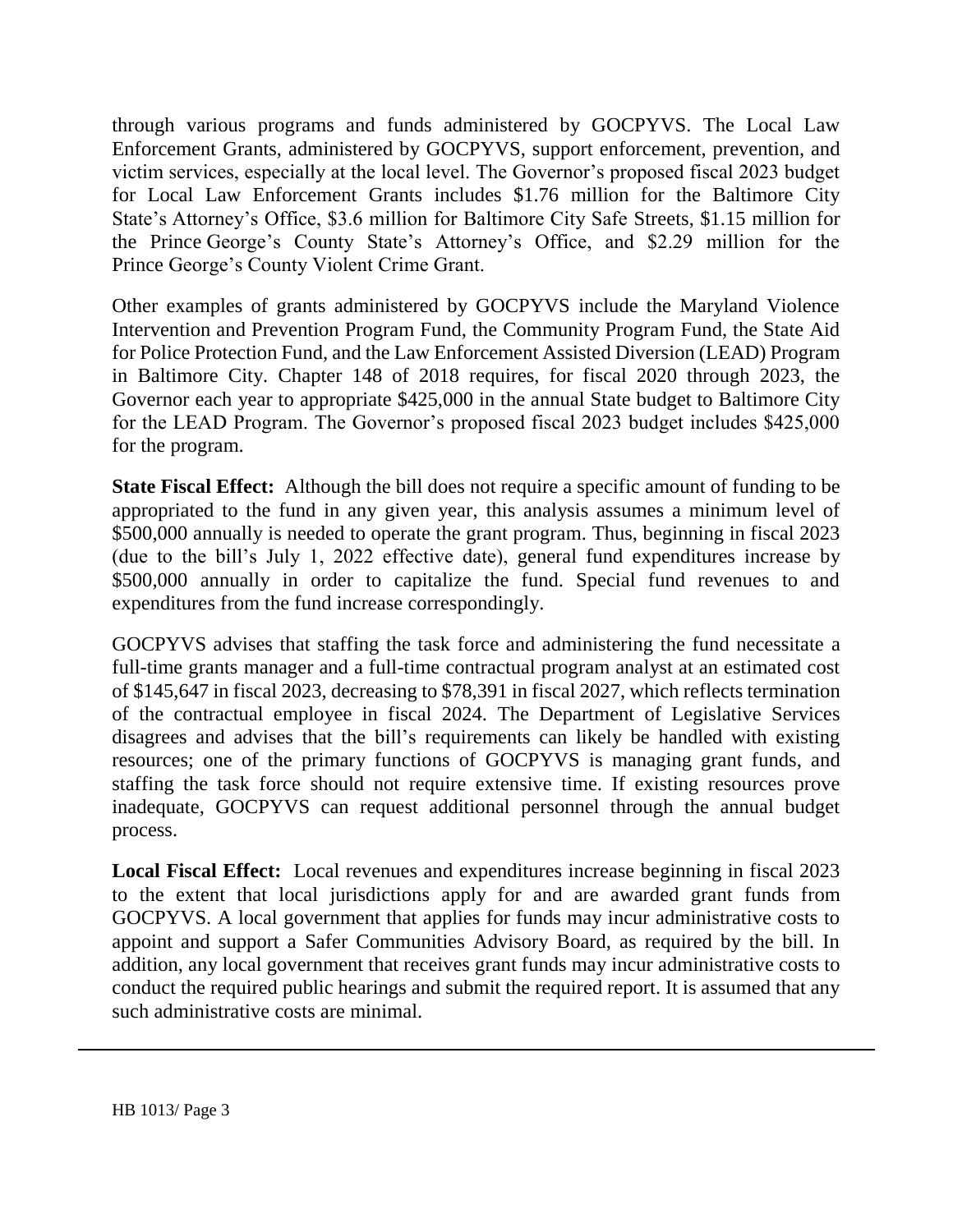through various programs and funds administered by GOCPYVS. The Local Law Enforcement Grants, administered by GOCPYVS, support enforcement, prevention, and victim services, especially at the local level. The Governor's proposed fiscal 2023 budget for Local Law Enforcement Grants includes $1.76 million for the Baltimore City State's Attorney's Office, $3.6 million for Baltimore City Safe Streets, $1.15 million for the Prince George's County State's Attorney's Office, and $2.29 million for the Prince George's County Violent Crime Grant.

Other examples of grants administered by GOCPYVS include the Maryland Violence Intervention and Prevention Program Fund, the Community Program Fund, the State Aid for Police Protection Fund, and the Law Enforcement Assisted Diversion (LEAD) Program in Baltimore City. Chapter 148 of 2018 requires, for fiscal 2020 through 2023, the Governor each year to appropriate $425,000 in the annual State budget to Baltimore City for the LEAD Program. The Governor's proposed fiscal 2023 budget includes $425,000 for the program.

**State Fiscal Effect:** Although the bill does not require a specific amount of funding to be appropriated to the fund in any given year, this analysis assumes a minimum level of $500,000 annually is needed to operate the grant program. Thus, beginning in fiscal 2023 (due to the bill's July 1, 2022 effective date), general fund expenditures increase by $500,000 annually in order to capitalize the fund. Special fund revenues to and expenditures from the fund increase correspondingly.

GOCPYVS advises that staffing the task force and administering the fund necessitate a full-time grants manager and a full-time contractual program analyst at an estimated cost of $145,647 in fiscal 2023, decreasing to $78,391 in fiscal 2027, which reflects termination of the contractual employee in fiscal 2024. The Department of Legislative Services disagrees and advises that the bill's requirements can likely be handled with existing resources; one of the primary functions of GOCPYVS is managing grant funds, and staffing the task force should not require extensive time. If existing resources prove inadequate, GOCPYVS can request additional personnel through the annual budget process.

**Local Fiscal Effect:** Local revenues and expenditures increase beginning in fiscal 2023 to the extent that local jurisdictions apply for and are awarded grant funds from GOCPYVS. A local government that applies for funds may incur administrative costs to appoint and support a Safer Communities Advisory Board, as required by the bill. In addition, any local government that receives grant funds may incur administrative costs to conduct the required public hearings and submit the required report. It is assumed that any such administrative costs are minimal.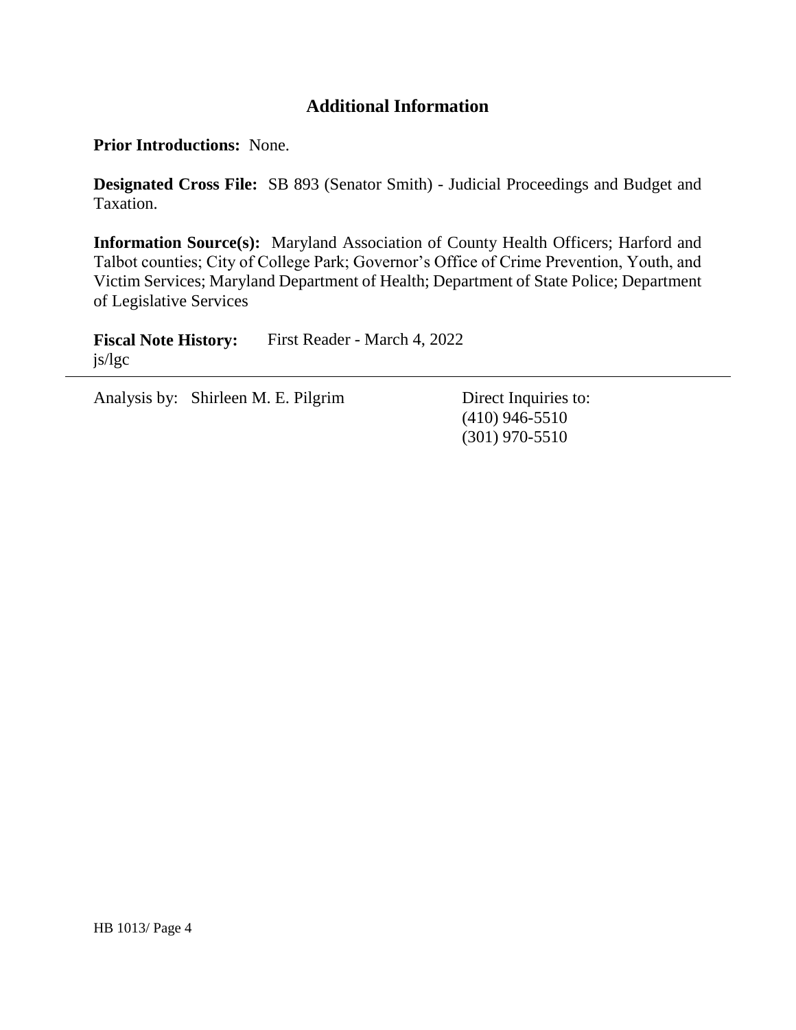## Additional Information

**Prior Introductions:** None.

**Designated Cross File:** SB 893 (Senator Smith) - Judicial Proceedings and Budget and Taxation.

**Information Source(s):** Maryland Association of County Health Officers; Harford and Talbot counties; City of College Park; Governor's Office of Crime Prevention, Youth, and Victim Services; Maryland Department of Health; Department of State Police; Department of Legislative Services

**Fiscal Note History:** First Reader - March 4, 2022
js/lgc

---

Analysis by: Shirleen M. E. Pilgrim

Direct Inquiries to:
(410) 946-5510
(301) 970-5510